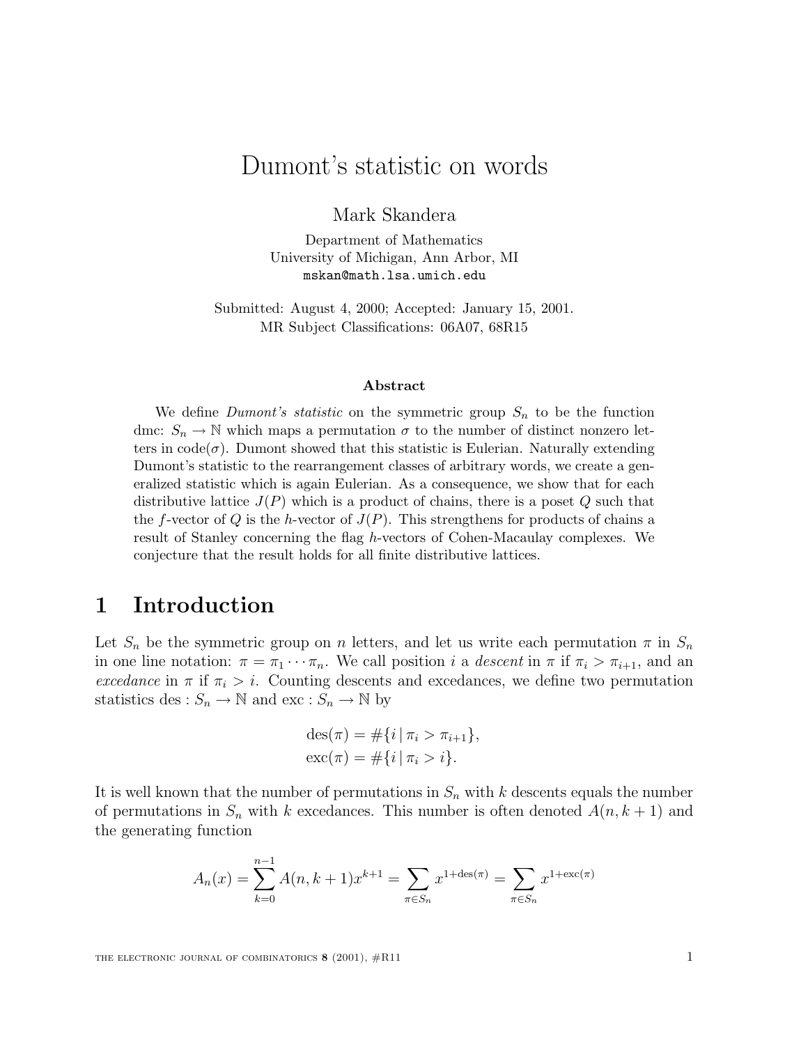# Dumont's statistic on words

Mark Skandera

Department of Mathematics
University of Michigan, Ann Arbor, MI
mskan@math.lsa.umich.edu

Submitted: August 4, 2000; Accepted: January 15, 2001.
MR Subject Classifications: 06A07, 68R15

### Abstract

We define *Dumont's statistic* on the symmetric group $S_n$ to be the function dmc: $S_n \rightarrow \mathbb{N}$ which maps a permutation $\sigma$ to the number of distinct nonzero letters in code($\sigma$). Dumont showed that this statistic is Eulerian. Naturally extending Dumont's statistic to the rearrangement classes of arbitrary words, we create a generalized statistic which is again Eulerian. As a consequence, we show that for each distributive lattice $J(P)$ which is a product of chains, there is a poset $Q$ such that the $f$-vector of $Q$ is the $h$-vector of $J(P)$. This strengthens for products of chains a result of Stanley concerning the flag $h$-vectors of Cohen-Macaulay complexes. We conjecture that the result holds for all finite distributive lattices.

## 1 Introduction

Let $S_n$ be the symmetric group on $n$ letters, and let us write each permutation $\pi$ in $S_n$ in one line notation: $\pi = \pi_1 \cdots \pi_n$. We call position $i$ a *descent* in $\pi$ if $\pi_i > \pi_{i+1}$, and an *excedance* in $\pi$ if $\pi_i > i$. Counting descents and excedances, we define two permutation statistics des : $S_n \rightarrow \mathbb{N}$ and exc : $S_n \rightarrow \mathbb{N}$ by

$$\begin{aligned} \mathrm{des}(\pi) &= \#\{i \,|\, \pi_i > \pi_{i+1}\}, \\ \mathrm{exc}(\pi) &= \#\{i \,|\, \pi_i > i\}. \end{aligned}$$

It is well known that the number of permutations in $S_n$ with $k$ descents equals the number of permutations in $S_n$ with $k$ excedances. This number is often denoted $A(n, k+1)$ and the generating function

$$A_n(x) = \sum_{k=0}^{n-1} A(n, k+1)x^{k+1} = \sum_{\pi \in S_n} x^{1+\mathrm{des}(\pi)} = \sum_{\pi \in S_n} x^{1+\mathrm{exc}(\pi)}$$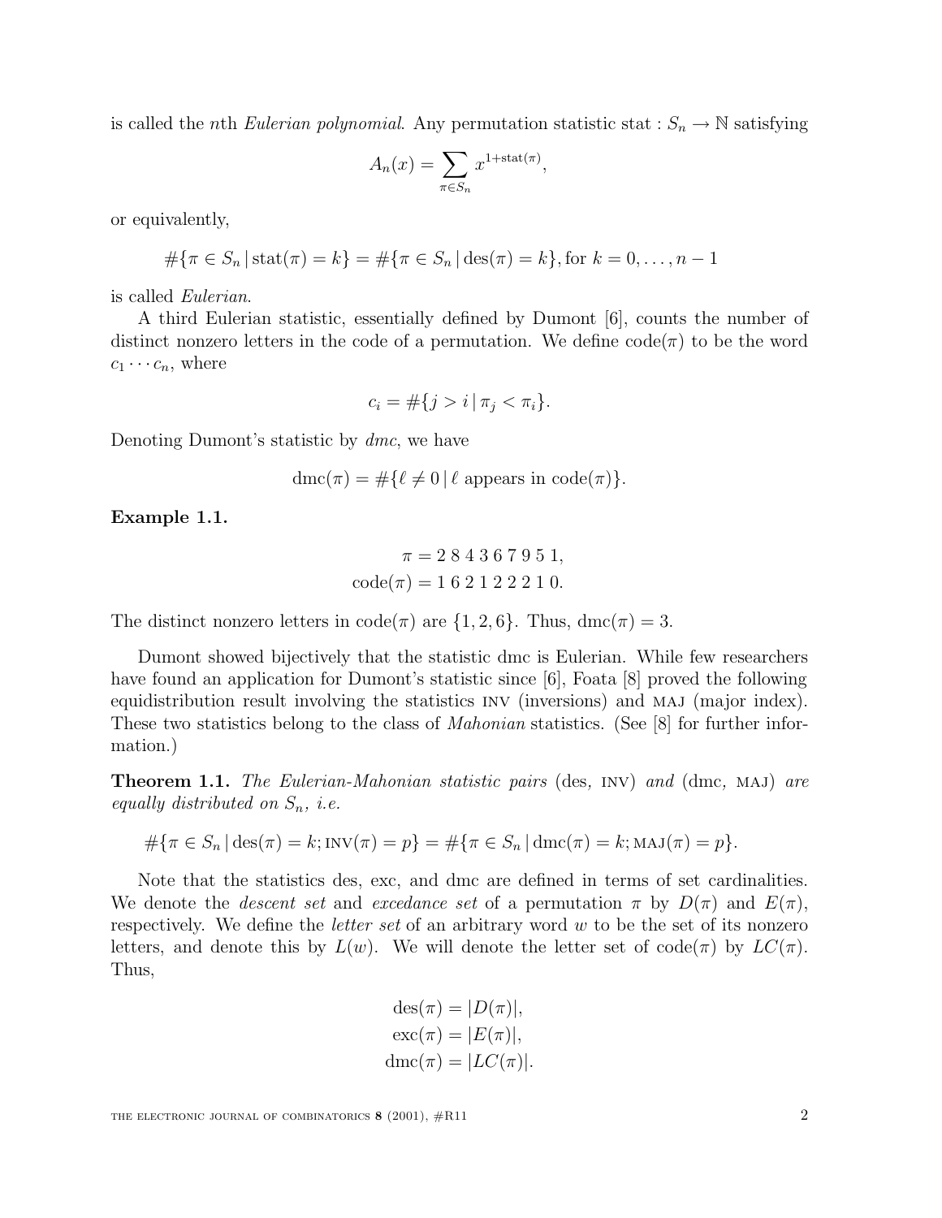is called the $n$th *Eulerian polynomial*. Any permutation statistic stat : $S_n \to \mathbb{N}$ satisfying

$$A_n(x) = \sum_{\pi \in S_n} x^{1+\text{stat}(\pi)},$$

or equivalently,

$$\#\{\pi \in S_n \,|\, \text{stat}(\pi) = k\} = \#\{\pi \in S_n \,|\, \text{des}(\pi) = k\}, \text{for } k = 0, \ldots, n-1$$

is called *Eulerian*.

A third Eulerian statistic, essentially defined by Dumont [6], counts the number of distinct nonzero letters in the code of a permutation. We define code$(\pi)$ to be the word $c_1 \cdots c_n$, where

$$c_i = \#\{j > i \,|\, \pi_j < \pi_i\}.$$

Denoting Dumont's statistic by *dmc*, we have

$$\text{dmc}(\pi) = \#\{\ell \neq 0 \,|\, \ell \text{ appears in code}(\pi)\}.$$

**Example 1.1.**

$$\begin{aligned} \pi &= 2\ 8\ 4\ 3\ 6\ 7\ 9\ 5\ 1, \\ \text{code}(\pi) &= 1\ 6\ 2\ 1\ 2\ 2\ 2\ 1\ 0. \end{aligned}$$

The distinct nonzero letters in code$(\pi)$ are $\{1, 2, 6\}$. Thus, dmc$(\pi) = 3$.

Dumont showed bijectively that the statistic dmc is Eulerian. While few researchers have found an application for Dumont's statistic since [6], Foata [8] proved the following equidistribution result involving the statistics INV (inversions) and MAJ (major index). These two statistics belong to the class of *Mahonian* statistics. (See [8] for further information.)

**Theorem 1.1.** *The Eulerian-Mahonian statistic pairs* (des, INV) *and* (dmc, MAJ) *are equally distributed on $S_n$, i.e.*

$$\#\{\pi \in S_n \,|\, \text{des}(\pi) = k; \text{INV}(\pi) = p\} = \#\{\pi \in S_n \,|\, \text{dmc}(\pi) = k; \text{MAJ}(\pi) = p\}.$$

Note that the statistics des, exc, and dmc are defined in terms of set cardinalities. We denote the *descent set* and *excedance set* of a permutation $\pi$ by $D(\pi)$ and $E(\pi)$, respectively. We define the *letter set* of an arbitrary word $w$ to be the set of its nonzero letters, and denote this by $L(w)$. We will denote the letter set of code$(\pi)$ by $LC(\pi)$. Thus,

$$\begin{aligned} \text{des}(\pi) &= |D(\pi)|, \\ \text{exc}(\pi) &= |E(\pi)|, \\ \text{dmc}(\pi) &= |LC(\pi)|. \end{aligned}$$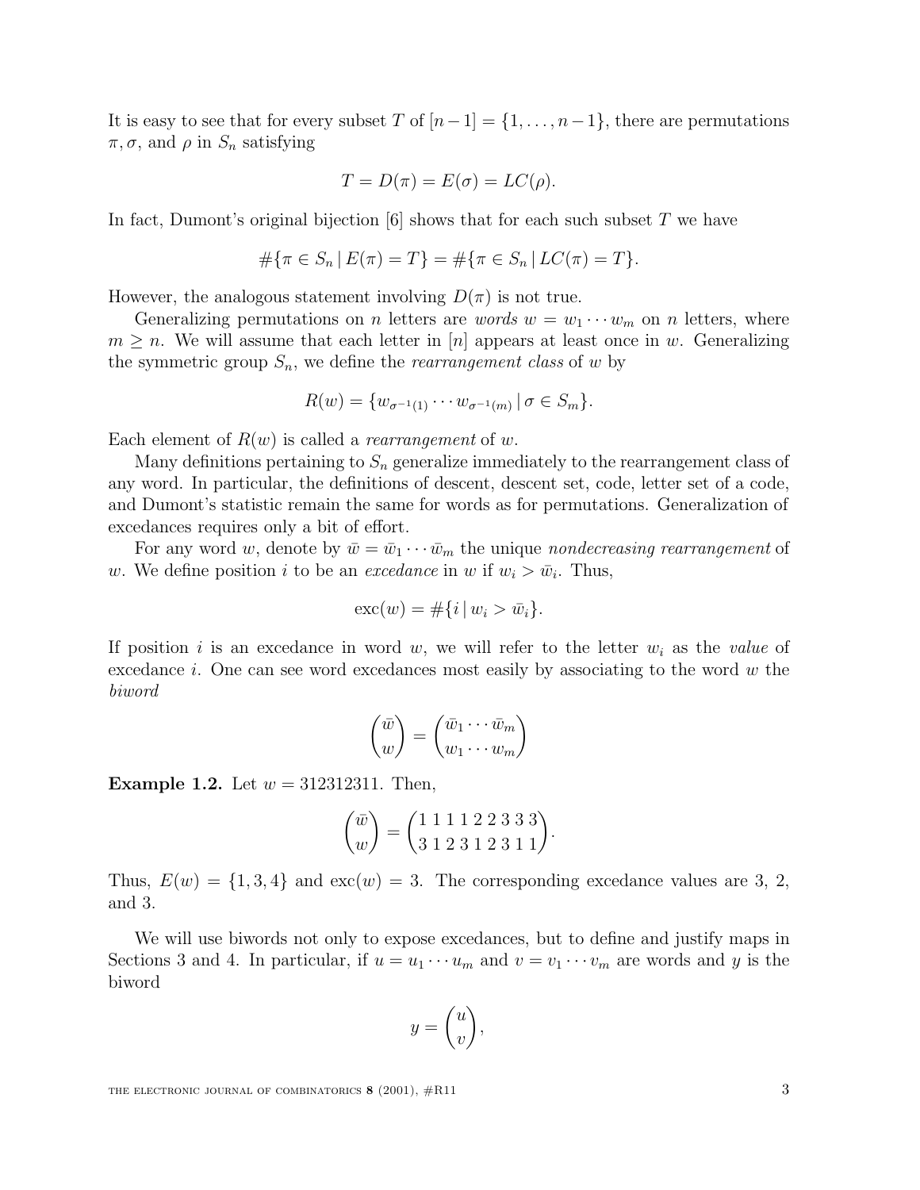It is easy to see that for every subset $T$ of $[n-1] = \{1, \ldots, n-1\}$, there are permutations $\pi, \sigma$, and $\rho$ in $S_n$ satisfying

$$T = D(\pi) = E(\sigma) = LC(\rho).$$

In fact, Dumont's original bijection [6] shows that for each such subset $T$ we have

$$\#\{\pi \in S_n \,|\, E(\pi) = T\} = \#\{\pi \in S_n \,|\, LC(\pi) = T\}.$$

However, the analogous statement involving $D(\pi)$ is not true.

Generalizing permutations on $n$ letters are *words* $w = w_1 \cdots w_m$ on $n$ letters, where $m \geq n$. We will assume that each letter in $[n]$ appears at least once in $w$. Generalizing the symmetric group $S_n$, we define the *rearrangement class* of $w$ by

$$R(w) = \{w_{\sigma^{-1}(1)} \cdots w_{\sigma^{-1}(m)} \,|\, \sigma \in S_m\}.$$

Each element of $R(w)$ is called a *rearrangement* of $w$.

Many definitions pertaining to $S_n$ generalize immediately to the rearrangement class of any word. In particular, the definitions of descent, descent set, code, letter set of a code, and Dumont's statistic remain the same for words as for permutations. Generalization of excedances requires only a bit of effort.

For any word $w$, denote by $\bar{w} = \bar{w}_1 \cdots \bar{w}_m$ the unique *nondecreasing rearrangement* of $w$. We define position $i$ to be an *excedance* in $w$ if $w_i > \bar{w}_i$. Thus,

$$\text{exc}(w) = \#\{i \,|\, w_i > \bar{w}_i\}.$$

If position $i$ is an excedance in word $w$, we will refer to the letter $w_i$ as the *value* of excedance $i$. One can see word excedances most easily by associating to the word $w$ the *biword*

$$\binom{\bar{w}}{w} = \binom{\bar{w}_1 \cdots \bar{w}_m}{w_1 \cdots w_m}$$

**Example 1.2.** Let $w = 312312311$. Then,

$$\binom{\bar{w}}{w} = \binom{1\,1\,1\,1\,2\,2\,3\,3\,3}{3\,1\,2\,3\,1\,2\,3\,1\,1}.$$

Thus, $E(w) = \{1, 3, 4\}$ and $\text{exc}(w) = 3$. The corresponding excedance values are 3, 2, and 3.

We will use biwords not only to expose excedances, but to define and justify maps in Sections 3 and 4. In particular, if $u = u_1 \cdots u_m$ and $v = v_1 \cdots v_m$ are words and $y$ is the biword

$$y = \binom{u}{v},$$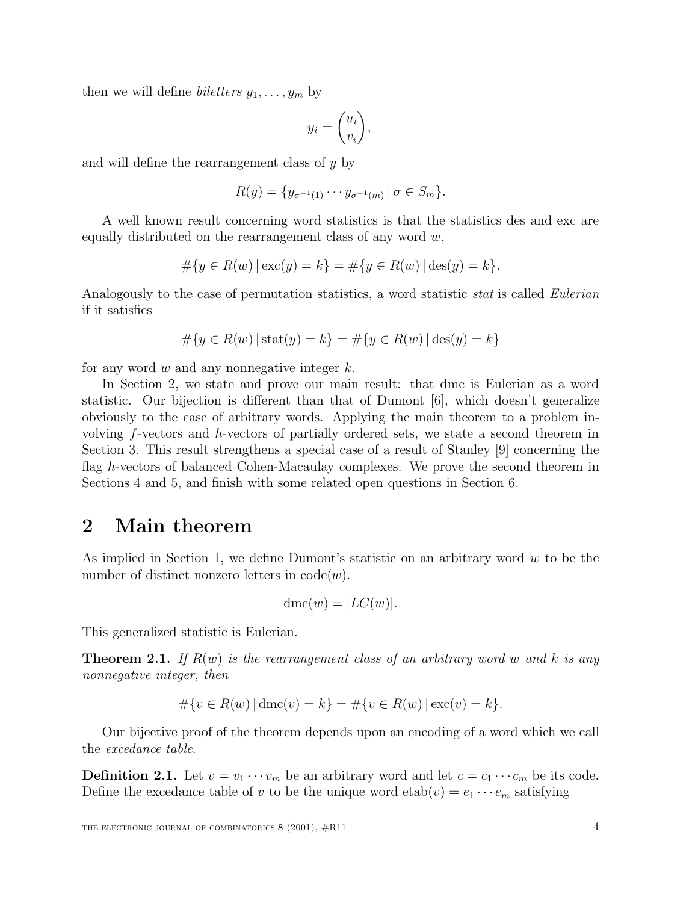then we will define *biletters* $y_1, \ldots, y_m$ by

$$y_i = \binom{u_i}{v_i},$$

and will define the rearrangement class of $y$ by

$$R(y) = \{y_{\sigma^{-1}(1)} \cdots y_{\sigma^{-1}(m)} \,|\, \sigma \in S_m\}.$$

A well known result concerning word statistics is that the statistics des and exc are equally distributed on the rearrangement class of any word $w$,

$$\#\{y \in R(w) \,|\, \text{exc}(y) = k\} = \#\{y \in R(w) \,|\, \text{des}(y) = k\}.$$

Analogously to the case of permutation statistics, a word statistic *stat* is called *Eulerian* if it satisfies

$$\#\{y \in R(w) \,|\, \text{stat}(y) = k\} = \#\{y \in R(w) \,|\, \text{des}(y) = k\}$$

for any word $w$ and any nonnegative integer $k$.

In Section 2, we state and prove our main result: that dmc is Eulerian as a word statistic. Our bijection is different than that of Dumont [6], which doesn't generalize obviously to the case of arbitrary words. Applying the main theorem to a problem involving $f$-vectors and $h$-vectors of partially ordered sets, we state a second theorem in Section 3. This result strengthens a special case of a result of Stanley [9] concerning the flag $h$-vectors of balanced Cohen-Macaulay complexes. We prove the second theorem in Sections 4 and 5, and finish with some related open questions in Section 6.

## 2 Main theorem

As implied in Section 1, we define Dumont's statistic on an arbitrary word $w$ to be the number of distinct nonzero letters in $\text{code}(w)$.

$$\text{dmc}(w) = |LC(w)|.$$

This generalized statistic is Eulerian.

**Theorem 2.1.** *If $R(w)$ is the rearrangement class of an arbitrary word $w$ and $k$ is any nonnegative integer, then*

$$\#\{v \in R(w) \,|\, \text{dmc}(v) = k\} = \#\{v \in R(w) \,|\, \text{exc}(v) = k\}.$$

Our bijective proof of the theorem depends upon an encoding of a word which we call the *excedance table*.

**Definition 2.1.** Let $v = v_1 \cdots v_m$ be an arbitrary word and let $c = c_1 \cdots c_m$ be its code. Define the excedance table of $v$ to be the unique word $\text{etab}(v) = e_1 \cdots e_m$ satisfying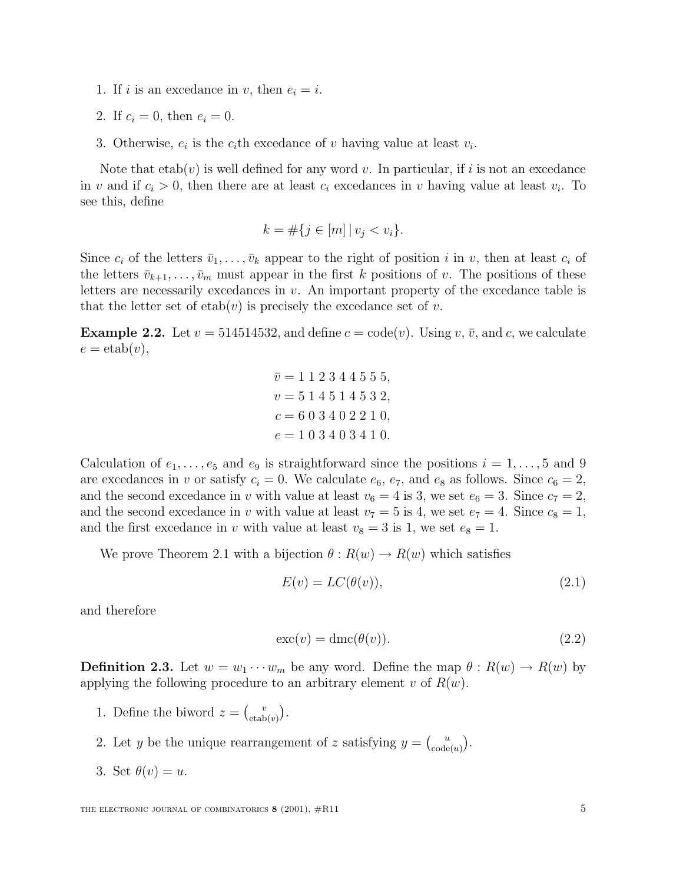1. If $i$ is an excedance in $v$, then $e_i = i$.
2. If $c_i = 0$, then $e_i = 0$.
3. Otherwise, $e_i$ is the $c_i$th excedance of $v$ having value at least $v_i$.

Note that $\mathrm{etab}(v)$ is well defined for any word $v$. In particular, if $i$ is not an excedance in $v$ and if $c_i > 0$, then there are at least $c_i$ excedances in $v$ having value at least $v_i$. To see this, define

$$k = \#\{j \in [m] \,|\, v_j < v_i\}.$$

Since $c_i$ of the letters $\bar{v}_1, \ldots, \bar{v}_k$ appear to the right of position $i$ in $v$, then at least $c_i$ of the letters $\bar{v}_{k+1}, \ldots, \bar{v}_m$ must appear in the first $k$ positions of $v$. The positions of these letters are necessarily excedances in $v$. An important property of the excedance table is that the letter set of $\mathrm{etab}(v)$ is precisely the excedance set of $v$.

**Example 2.2.** Let $v = 514514532$, and define $c = \mathrm{code}(v)$. Using $v$, $\bar{v}$, and $c$, we calculate $e = \mathrm{etab}(v)$,

$$\begin{aligned}
\bar{v} &= 1\;1\;2\;3\;4\;4\;5\;5\;5,\\
v &= 5\;1\;4\;5\;1\;4\;5\;3\;2,\\
c &= 6\;0\;3\;4\;0\;2\;2\;1\;0,\\
e &= 1\;0\;3\;4\;0\;3\;4\;1\;0.
\end{aligned}$$

Calculation of $e_1, \ldots, e_5$ and $e_9$ is straightforward since the positions $i = 1, \ldots, 5$ and 9 are excedances in $v$ or satisfy $c_i = 0$. We calculate $e_6$, $e_7$, and $e_8$ as follows. Since $c_6 = 2$, and the second excedance in $v$ with value at least $v_6 = 4$ is 3, we set $e_6 = 3$. Since $c_7 = 2$, and the second excedance in $v$ with value at least $v_7 = 5$ is 4, we set $e_7 = 4$. Since $c_8 = 1$, and the first excedance in $v$ with value at least $v_8 = 3$ is 1, we set $e_8 = 1$.

We prove Theorem 2.1 with a bijection $\theta : R(w) \to R(w)$ which satisfies

$$E(v) = LC(\theta(v)), \tag{2.1}$$

and therefore

$$\mathrm{exc}(v) = \mathrm{dmc}(\theta(v)). \tag{2.2}$$

**Definition 2.3.** Let $w = w_1 \cdots w_m$ be any word. Define the map $\theta : R(w) \to R(w)$ by applying the following procedure to an arbitrary element $v$ of $R(w)$.

1. Define the biword $z = \binom{v}{\mathrm{etab}(v)}$.
2. Let $y$ be the unique rearrangement of $z$ satisfying $y = \binom{u}{\mathrm{code}(u)}$.
3. Set $\theta(v) = u$.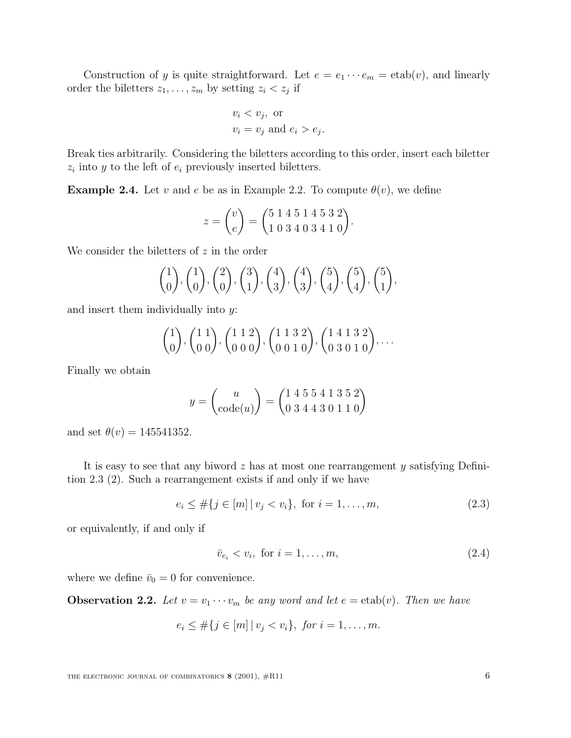Construction of $y$ is quite straightforward. Let $e = e_1 \cdots e_m = \mathrm{etab}(v)$, and linearly order the biletters $z_1, \ldots, z_m$ by setting $z_i < z_j$ if

$$
\begin{aligned}
&v_i < v_j, \text{ or} \\
&v_i = v_j \text{ and } e_i > e_j.
\end{aligned}
$$

Break ties arbitrarily. Considering the biletters according to this order, insert each biletter $z_i$ into $y$ to the left of $e_i$ previously inserted biletters.

**Example 2.4.** Let $v$ and $e$ be as in Example 2.2. To compute $\theta(v)$, we define

$$
z = \binom{v}{e} = \binom{5\ 1\ 4\ 5\ 1\ 4\ 5\ 3\ 2}{1\ 0\ 3\ 4\ 0\ 3\ 4\ 1\ 0}.
$$

We consider the biletters of $z$ in the order

$$
\binom{1}{0}, \binom{1}{0}, \binom{2}{0}, \binom{3}{1}, \binom{4}{3}, \binom{4}{3}, \binom{5}{4}, \binom{5}{4}, \binom{5}{1},
$$

and insert them individually into $y$:

$$
\binom{1}{0}, \binom{1\ 1}{0\ 0}, \binom{1\ 1\ 2}{0\ 0\ 0}, \binom{1\ 1\ 3\ 2}{0\ 0\ 1\ 0}, \binom{1\ 4\ 1\ 3\ 2}{0\ 3\ 0\ 1\ 0}, \ldots
$$

Finally we obtain

$$
y = \binom{u}{\mathrm{code}(u)} = \binom{1\ 4\ 5\ 5\ 4\ 1\ 3\ 5\ 2}{0\ 3\ 4\ 4\ 3\ 0\ 1\ 1\ 0}
$$

and set $\theta(v) = 145541352$.

It is easy to see that any biword $z$ has at most one rearrangement $y$ satisfying Definition 2.3 (2). Such a rearrangement exists if and only if we have

$$
e_i \leq \#\{j \in [m] \mid v_j < v_i\}, \text{ for } i = 1, \ldots, m, \tag{2.3}
$$

or equivalently, if and only if

$$
\bar{v}_{e_i} < v_i, \text{ for } i = 1, \ldots, m, \tag{2.4}
$$

where we define $\bar{v}_0 = 0$ for convenience.

**Observation 2.2.** *Let $v = v_1 \cdots v_m$ be any word and let $e = \mathrm{etab}(v)$. Then we have*

$$
e_i \leq \#\{j \in [m] \mid v_j < v_i\}, \text{ for } i = 1, \ldots, m.
$$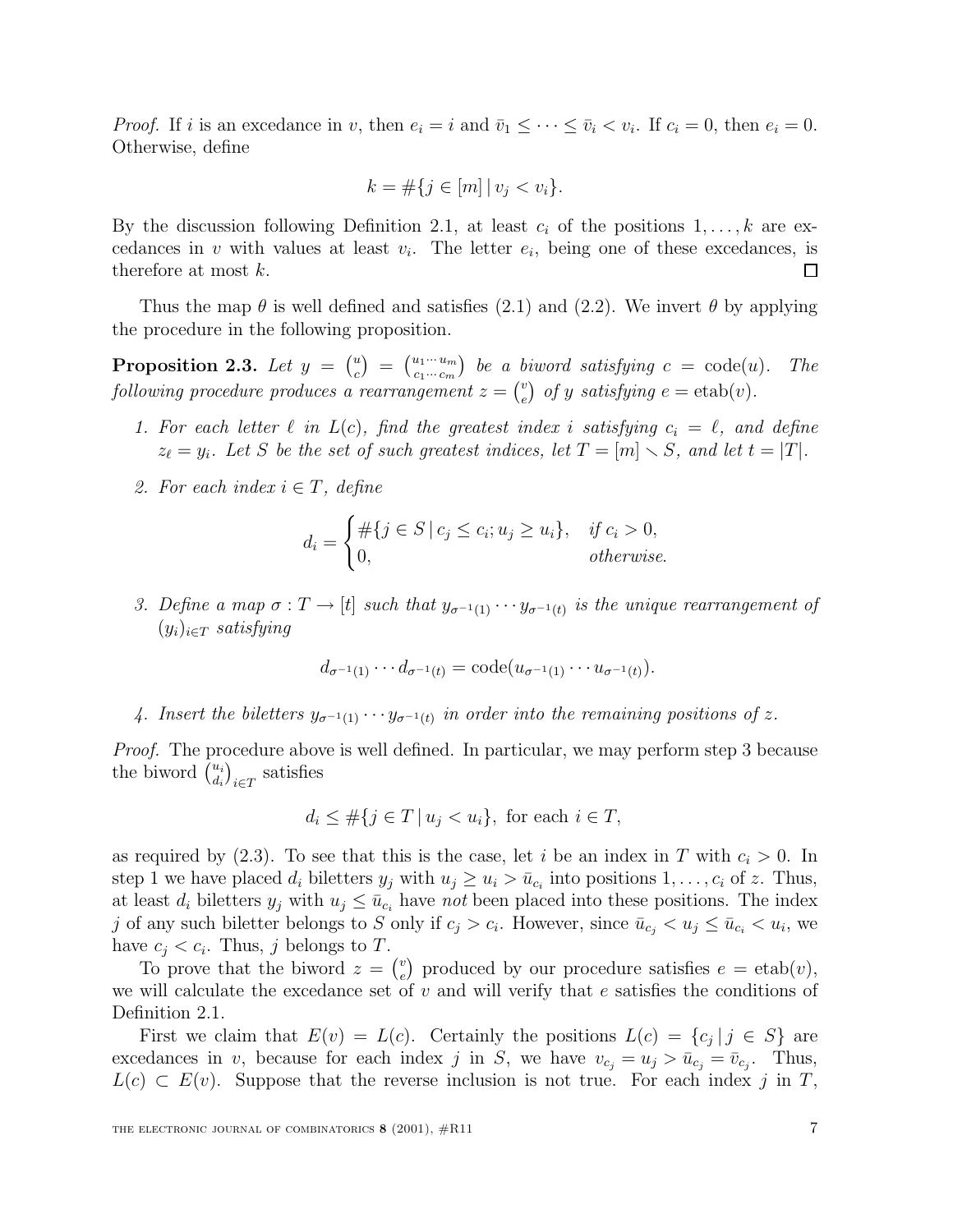*Proof.* If $i$ is an excedance in $v$, then $e_i = i$ and $\bar{v}_1 \leq \cdots \leq \bar{v}_i < v_i$. If $c_i = 0$, then $e_i = 0$. Otherwise, define

$$k = \#\{j \in [m] \mid v_j < v_i\}.$$

By the discussion following Definition 2.1, at least $c_i$ of the positions $1, \ldots, k$ are excedances in $v$ with values at least $v_i$. The letter $e_i$, being one of these excedances, is therefore at most $k$. □

Thus the map $\theta$ is well defined and satisfies (2.1) and (2.2). We invert $\theta$ by applying the procedure in the following proposition.

**Proposition 2.3.** *Let $y = \binom{u}{c} = \binom{u_1 \cdots u_m}{c_1 \cdots c_m}$ be a biword satisfying $c = \mathrm{code}(u)$. The following procedure produces a rearrangement $z = \binom{v}{e}$ of $y$ satisfying $e = \mathrm{etab}(v)$.*

1. *For each letter $\ell$ in $L(c)$, find the greatest index $i$ satisfying $c_i = \ell$, and define $z_\ell = y_i$. Let $S$ be the set of such greatest indices, let $T = [m] \smallsetminus S$, and let $t = |T|$.*
2. *For each index $i \in T$, define*

$$d_i = \begin{cases} \#\{j \in S \mid c_j \leq c_i; u_j \geq u_i\}, & \text{if } c_i > 0, \\ 0, & \text{otherwise.} \end{cases}$$

3. *Define a map $\sigma : T \to [t]$ such that $y_{\sigma^{-1}(1)} \cdots y_{\sigma^{-1}(t)}$ is the unique rearrangement of $(y_i)_{i \in T}$ satisfying*

$$d_{\sigma^{-1}(1)} \cdots d_{\sigma^{-1}(t)} = \mathrm{code}(u_{\sigma^{-1}(1)} \cdots u_{\sigma^{-1}(t)}).$$

4. *Insert the biletters $y_{\sigma^{-1}(1)} \cdots y_{\sigma^{-1}(t)}$ in order into the remaining positions of $z$.*

*Proof.* The procedure above is well defined. In particular, we may perform step 3 because the biword $\binom{u_i}{d_i}_{i \in T}$ satisfies

$$d_i \leq \#\{j \in T \mid u_j < u_i\}, \text{ for each } i \in T,$$

as required by (2.3). To see that this is the case, let $i$ be an index in $T$ with $c_i > 0$. In step 1 we have placed $d_i$ biletters $y_j$ with $u_j \geq u_i > \bar{u}_{c_i}$ into positions $1, \ldots, c_i$ of $z$. Thus, at least $d_i$ biletters $y_j$ with $u_j \leq \bar{u}_{c_i}$ have *not* been placed into these positions. The index $j$ of any such biletter belongs to $S$ only if $c_j > c_i$. However, since $\bar{u}_{c_j} < u_j \leq \bar{u}_{c_i} < u_i$, we have $c_j < c_i$. Thus, $j$ belongs to $T$.

To prove that the biword $z = \binom{v}{e}$ produced by our procedure satisfies $e = \mathrm{etab}(v)$, we will calculate the excedance set of $v$ and will verify that $e$ satisfies the conditions of Definition 2.1.

First we claim that $E(v) = L(c)$. Certainly the positions $L(c) = \{c_j \mid j \in S\}$ are excedances in $v$, because for each index $j$ in $S$, we have $v_{c_j} = u_j > \bar{u}_{c_j} = \bar{v}_{c_j}$. Thus, $L(c) \subset E(v)$. Suppose that the reverse inclusion is not true. For each index $j$ in $T$,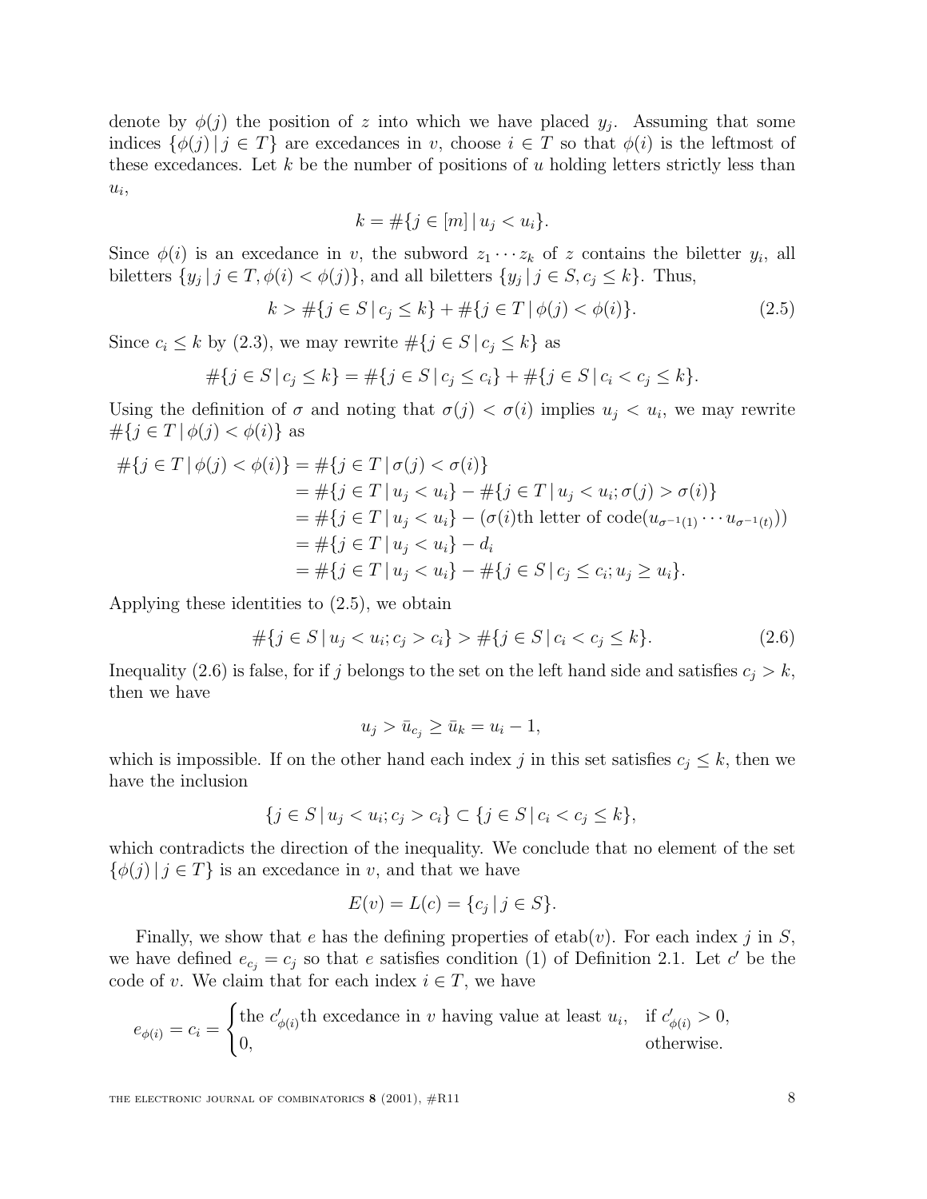denote by $\phi(j)$ the position of $z$ into which we have placed $y_j$. Assuming that some indices $\{\phi(j) \,|\, j \in T\}$ are excedances in $v$, choose $i \in T$ so that $\phi(i)$ is the leftmost of these excedances. Let $k$ be the number of positions of $u$ holding letters strictly less than $u_i$,

$$k = \#\{j \in [m] \,|\, u_j < u_i\}.$$

Since $\phi(i)$ is an excedance in $v$, the subword $z_1 \cdots z_k$ of $z$ contains the biletter $y_i$, all biletters $\{y_j \,|\, j \in T, \phi(i) < \phi(j)\}$, and all biletters $\{y_j \,|\, j \in S, c_j \leq k\}$. Thus,

$$k > \#\{j \in S \,|\, c_j \leq k\} + \#\{j \in T \,|\, \phi(j) < \phi(i)\}. \tag{2.5}$$

Since $c_i \leq k$ by (2.3), we may rewrite $\#\{j \in S \,|\, c_j \leq k\}$ as

$$\#\{j \in S \,|\, c_j \leq k\} = \#\{j \in S \,|\, c_j \leq c_i\} + \#\{j \in S \,|\, c_i < c_j \leq k\}.$$

Using the definition of $\sigma$ and noting that $\sigma(j) < \sigma(i)$ implies $u_j < u_i$, we may rewrite $\#\{j \in T \,|\, \phi(j) < \phi(i)\}$ as

$$\begin{aligned}
\#\{j \in T \,|\, \phi(j) < \phi(i)\} &= \#\{j \in T \,|\, \sigma(j) < \sigma(i)\} \\
&= \#\{j \in T \,|\, u_j < u_i\} - \#\{j \in T \,|\, u_j < u_i; \sigma(j) > \sigma(i)\} \\
&= \#\{j \in T \,|\, u_j < u_i\} - (\sigma(i)\text{th letter of code}(u_{\sigma^{-1}(1)} \cdots u_{\sigma^{-1}(t)})) \\
&= \#\{j \in T \,|\, u_j < u_i\} - d_i \\
&= \#\{j \in T \,|\, u_j < u_i\} - \#\{j \in S \,|\, c_j \leq c_i; u_j \geq u_i\}.
\end{aligned}$$

Applying these identities to (2.5), we obtain

$$\#\{j \in S \,|\, u_j < u_i; c_j > c_i\} > \#\{j \in S \,|\, c_i < c_j \leq k\}. \tag{2.6}$$

Inequality (2.6) is false, for if $j$ belongs to the set on the left hand side and satisfies $c_j > k$, then we have

$$u_j > \bar{u}_{c_j} \geq \bar{u}_k = u_i - 1,$$

which is impossible. If on the other hand each index $j$ in this set satisfies $c_j \leq k$, then we have the inclusion

$$\{j \in S \,|\, u_j < u_i; c_j > c_i\} \subset \{j \in S \,|\, c_i < c_j \leq k\},$$

which contradicts the direction of the inequality. We conclude that no element of the set $\{\phi(j) \,|\, j \in T\}$ is an excedance in $v$, and that we have

$$E(v) = L(c) = \{c_j \,|\, j \in S\}.$$

Finally, we show that $e$ has the defining properties of $\text{etab}(v)$. For each index $j$ in $S$, we have defined $e_{c_j} = c_j$ so that $e$ satisfies condition (1) of Definition 2.1. Let $c'$ be the code of $v$. We claim that for each index $i \in T$, we have

$$e_{\phi(i)} = c_i = \begin{cases} \text{the } c'_{\phi(i)}\text{th excedance in } v \text{ having value at least } u_i, & \text{if } c'_{\phi(i)} > 0, \\ 0, & \text{otherwise.} \end{cases}$$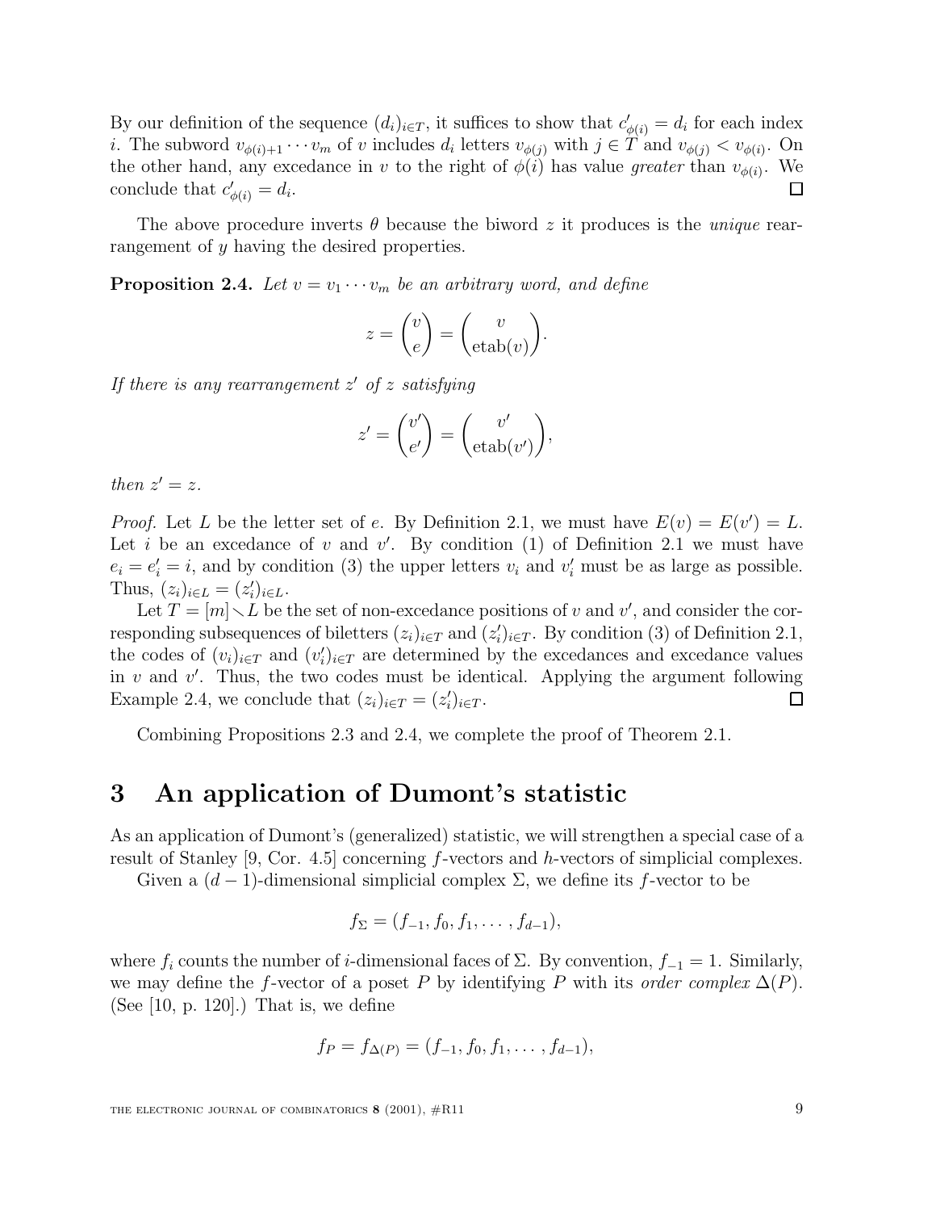By our definition of the sequence $(d_i)_{i \in T}$, it suffices to show that $c'_{\phi(i)} = d_i$ for each index $i$. The subword $v_{\phi(i)+1} \cdots v_m$ of $v$ includes $d_i$ letters $v_{\phi(j)}$ with $j \in T$ and $v_{\phi(j)} < v_{\phi(i)}$. On the other hand, any excedance in $v$ to the right of $\phi(i)$ has value *greater* than $v_{\phi(i)}$. We conclude that $c'_{\phi(i)} = d_i$. □

The above procedure inverts $\theta$ because the biword $z$ it produces is the *unique* rearrangement of $y$ having the desired properties.

**Proposition 2.4.** *Let $v = v_1 \cdots v_m$ be an arbitrary word, and define*

$$z = \binom{v}{e} = \binom{v}{\mathrm{etab}(v)}.$$

*If there is any rearrangement $z'$ of $z$ satisfying*

$$z' = \binom{v'}{e'} = \binom{v'}{\mathrm{etab}(v')},$$

*then $z' = z$.*

*Proof.* Let $L$ be the letter set of $e$. By Definition 2.1, we must have $E(v) = E(v') = L$. Let $i$ be an excedance of $v$ and $v'$. By condition (1) of Definition 2.1 we must have $e_i = e'_i = i$, and by condition (3) the upper letters $v_i$ and $v'_i$ must be as large as possible. Thus, $(z_i)_{i \in L} = (z'_i)_{i \in L}$.

Let $T = [m] \setminus L$ be the set of non-excedance positions of $v$ and $v'$, and consider the corresponding subsequences of biletters $(z_i)_{i \in T}$ and $(z'_i)_{i \in T}$. By condition (3) of Definition 2.1, the codes of $(v_i)_{i \in T}$ and $(v'_i)_{i \in T}$ are determined by the excedances and excedance values in $v$ and $v'$. Thus, the two codes must be identical. Applying the argument following Example 2.4, we conclude that $(z_i)_{i \in T} = (z'_i)_{i \in T}$. □

Combining Propositions 2.3 and 2.4, we complete the proof of Theorem 2.1.

# 3 An application of Dumont's statistic

As an application of Dumont's (generalized) statistic, we will strengthen a special case of a result of Stanley [9, Cor. 4.5] concerning $f$-vectors and $h$-vectors of simplicial complexes.

Given a $(d-1)$-dimensional simplicial complex $\Sigma$, we define its $f$-vector to be

$$f_\Sigma = (f_{-1}, f_0, f_1, \ldots, f_{d-1}),$$

where $f_i$ counts the number of $i$-dimensional faces of $\Sigma$. By convention, $f_{-1} = 1$. Similarly, we may define the $f$-vector of a poset $P$ by identifying $P$ with its *order complex* $\Delta(P)$. (See [10, p. 120].) That is, we define

$$f_P = f_{\Delta(P)} = (f_{-1}, f_0, f_1, \ldots, f_{d-1}),$$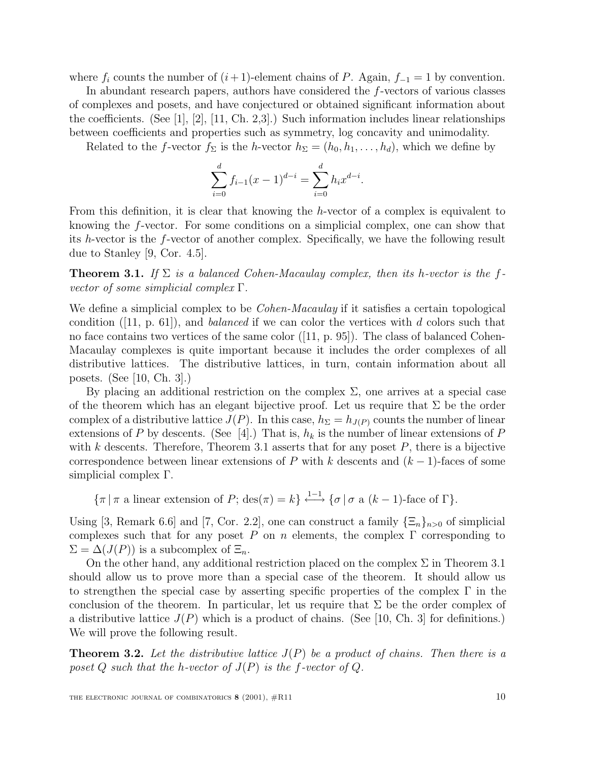where $f_i$ counts the number of $(i+1)$-element chains of $P$. Again, $f_{-1} = 1$ by convention.

In abundant research papers, authors have considered the $f$-vectors of various classes of complexes and posets, and have conjectured or obtained significant information about the coefficients. (See [1], [2], [11, Ch. 2,3].) Such information includes linear relationships between coefficients and properties such as symmetry, log concavity and unimodality.

Related to the $f$-vector $f_\Sigma$ is the $h$-vector $h_\Sigma = (h_0, h_1, \ldots, h_d)$, which we define by

$$\sum_{i=0}^{d} f_{i-1}(x-1)^{d-i} = \sum_{i=0}^{d} h_i x^{d-i}.$$

From this definition, it is clear that knowing the $h$-vector of a complex is equivalent to knowing the $f$-vector. For some conditions on a simplicial complex, one can show that its $h$-vector is the $f$-vector of another complex. Specifically, we have the following result due to Stanley [9, Cor. 4.5].

**Theorem 3.1.** *If $\Sigma$ is a balanced Cohen-Macaulay complex, then its $h$-vector is the $f$-vector of some simplicial complex $\Gamma$.*

We define a simplicial complex to be *Cohen-Macaulay* if it satisfies a certain topological condition ([11, p. 61]), and *balanced* if we can color the vertices with $d$ colors such that no face contains two vertices of the same color ([11, p. 95]). The class of balanced Cohen-Macaulay complexes is quite important because it includes the order complexes of all distributive lattices. The distributive lattices, in turn, contain information about all posets. (See [10, Ch. 3].)

By placing an additional restriction on the complex $\Sigma$, one arrives at a special case of the theorem which has an elegant bijective proof. Let us require that $\Sigma$ be the order complex of a distributive lattice $J(P)$. In this case, $h_\Sigma = h_{J(P)}$ counts the number of linear extensions of $P$ by descents. (See [4].) That is, $h_k$ is the number of linear extensions of $P$ with $k$ descents. Therefore, Theorem 3.1 asserts that for any poset $P$, there is a bijective correspondence between linear extensions of $P$ with $k$ descents and $(k-1)$-faces of some simplicial complex $\Gamma$.

$$\{\pi \mid \pi \text{ a linear extension of } P;\, \mathrm{des}(\pi) = k\} \overset{1-1}{\longleftrightarrow} \{\sigma \mid \sigma \text{ a } (k-1)\text{-face of } \Gamma\}.$$

Using [3, Remark 6.6] and [7, Cor. 2.2], one can construct a family $\{\Xi_n\}_{n>0}$ of simplicial complexes such that for any poset $P$ on $n$ elements, the complex $\Gamma$ corresponding to $\Sigma = \Delta(J(P))$ is a subcomplex of $\Xi_n$.

On the other hand, any additional restriction placed on the complex $\Sigma$ in Theorem 3.1 should allow us to prove more than a special case of the theorem. It should allow us to strengthen the special case by asserting specific properties of the complex $\Gamma$ in the conclusion of the theorem. In particular, let us require that $\Sigma$ be the order complex of a distributive lattice $J(P)$ which is a product of chains. (See [10, Ch. 3] for definitions.) We will prove the following result.

**Theorem 3.2.** *Let the distributive lattice $J(P)$ be a product of chains. Then there is a poset $Q$ such that the $h$-vector of $J(P)$ is the $f$-vector of $Q$.*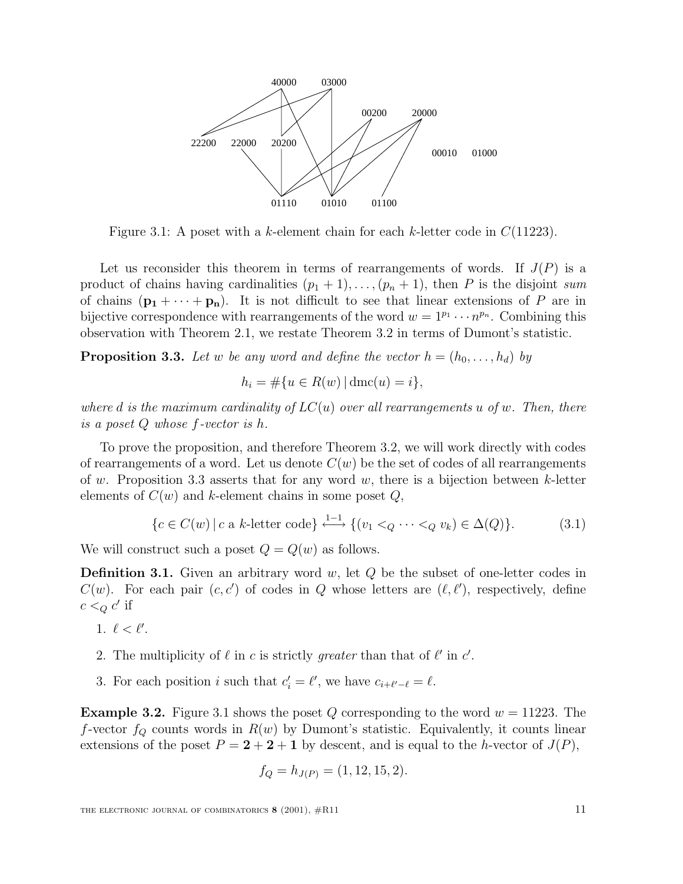Figure 3.1: A poset with a $k$-element chain for each $k$-letter code in $C(11223)$.

Let us reconsider this theorem in terms of rearrangements of words. If $J(P)$ is a product of chains having cardinalities $(p_1+1), \ldots, (p_n+1)$, then $P$ is the disjoint *sum* of chains $(\mathbf{p_1} + \cdots + \mathbf{p_n})$. It is not difficult to see that linear extensions of $P$ are in bijective correspondence with rearrangements of the word $w = 1^{p_1} \cdots n^{p_n}$. Combining this observation with Theorem 2.1, we restate Theorem 3.2 in terms of Dumont's statistic.

**Proposition 3.3.** *Let $w$ be any word and define the vector $h = (h_0, \ldots, h_d)$ by*

$$h_i = \#\{u \in R(w) \,|\, \mathrm{dmc}(u) = i\},$$

*where $d$ is the maximum cardinality of $LC(u)$ over all rearrangements $u$ of $w$. Then, there is a poset $Q$ whose $f$-vector is $h$.*

To prove the proposition, and therefore Theorem 3.2, we will work directly with codes of rearrangements of a word. Let us denote $C(w)$ be the set of codes of all rearrangements of $w$. Proposition 3.3 asserts that for any word $w$, there is a bijection between $k$-letter elements of $C(w)$ and $k$-element chains in some poset $Q$,

$$\{c \in C(w) \,|\, c \text{ a } k\text{-letter code}\} \overset{1-1}{\longleftrightarrow} \{(v_1 <_Q \cdots <_Q v_k) \in \Delta(Q)\}. \tag{3.1}$$

We will construct such a poset $Q = Q(w)$ as follows.

**Definition 3.1.** Given an arbitrary word $w$, let $Q$ be the subset of one-letter codes in $C(w)$. For each pair $(c, c')$ of codes in $Q$ whose letters are $(\ell, \ell')$, respectively, define $c <_Q c'$ if

1. $\ell < \ell'$.
2. The multiplicity of $\ell$ in $c$ is strictly *greater* than that of $\ell'$ in $c'$.
3. For each position $i$ such that $c'_i = \ell'$, we have $c_{i+\ell'-\ell} = \ell$.

**Example 3.2.** Figure 3.1 shows the poset $Q$ corresponding to the word $w = 11223$. The $f$-vector $f_Q$ counts words in $R(w)$ by Dumont's statistic. Equivalently, it counts linear extensions of the poset $P = \mathbf{2} + \mathbf{2} + \mathbf{1}$ by descent, and is equal to the $h$-vector of $J(P)$,

$$f_Q = h_{J(P)} = (1, 12, 15, 2).$$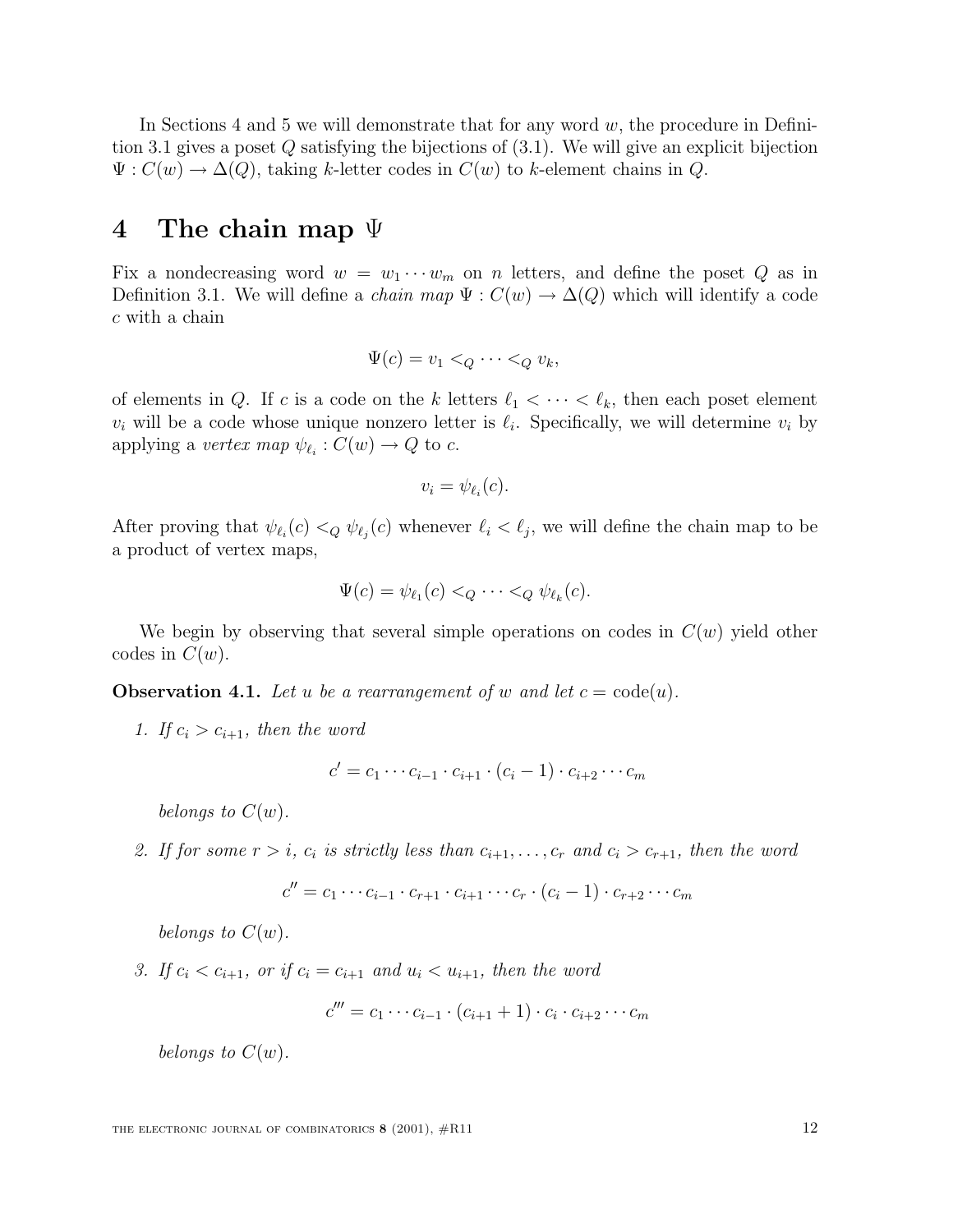In Sections 4 and 5 we will demonstrate that for any word $w$, the procedure in Definition 3.1 gives a poset $Q$ satisfying the bijections of (3.1). We will give an explicit bijection $\Psi : C(w) \to \Delta(Q)$, taking $k$-letter codes in $C(w)$ to $k$-element chains in $Q$.

# 4 The chain map $\Psi$

Fix a nondecreasing word $w = w_1 \cdots w_m$ on $n$ letters, and define the poset $Q$ as in Definition 3.1. We will define a *chain map* $\Psi : C(w) \to \Delta(Q)$ which will identify a code $c$ with a chain

$$\Psi(c) = v_1 <_Q \cdots <_Q v_k,$$

of elements in $Q$. If $c$ is a code on the $k$ letters $\ell_1 < \cdots < \ell_k$, then each poset element $v_i$ will be a code whose unique nonzero letter is $\ell_i$. Specifically, we will determine $v_i$ by applying a *vertex map* $\psi_{\ell_i} : C(w) \to Q$ to $c$.

$$v_i = \psi_{\ell_i}(c).$$

After proving that $\psi_{\ell_i}(c) <_Q \psi_{\ell_j}(c)$ whenever $\ell_i < \ell_j$, we will define the chain map to be a product of vertex maps,

$$\Psi(c) = \psi_{\ell_1}(c) <_Q \cdots <_Q \psi_{\ell_k}(c).$$

We begin by observing that several simple operations on codes in $C(w)$ yield other codes in $C(w)$.

**Observation 4.1.** *Let $u$ be a rearrangement of $w$ and let $c = \mathrm{code}(u)$.*

1. *If $c_i > c_{i+1}$, then the word*

$$c' = c_1 \cdots c_{i-1} \cdot c_{i+1} \cdot (c_i - 1) \cdot c_{i+2} \cdots c_m$$

*belongs to $C(w)$.*

2. *If for some $r > i$, $c_i$ is strictly less than $c_{i+1}, \ldots, c_r$ and $c_i > c_{r+1}$, then the word*

$$c'' = c_1 \cdots c_{i-1} \cdot c_{r+1} \cdot c_{i+1} \cdots c_r \cdot (c_i - 1) \cdot c_{r+2} \cdots c_m$$

*belongs to $C(w)$.*

3. *If $c_i < c_{i+1}$, or if $c_i = c_{i+1}$ and $u_i < u_{i+1}$, then the word*

$$c''' = c_1 \cdots c_{i-1} \cdot (c_{i+1} + 1) \cdot c_i \cdot c_{i+2} \cdots c_m$$

*belongs to $C(w)$.*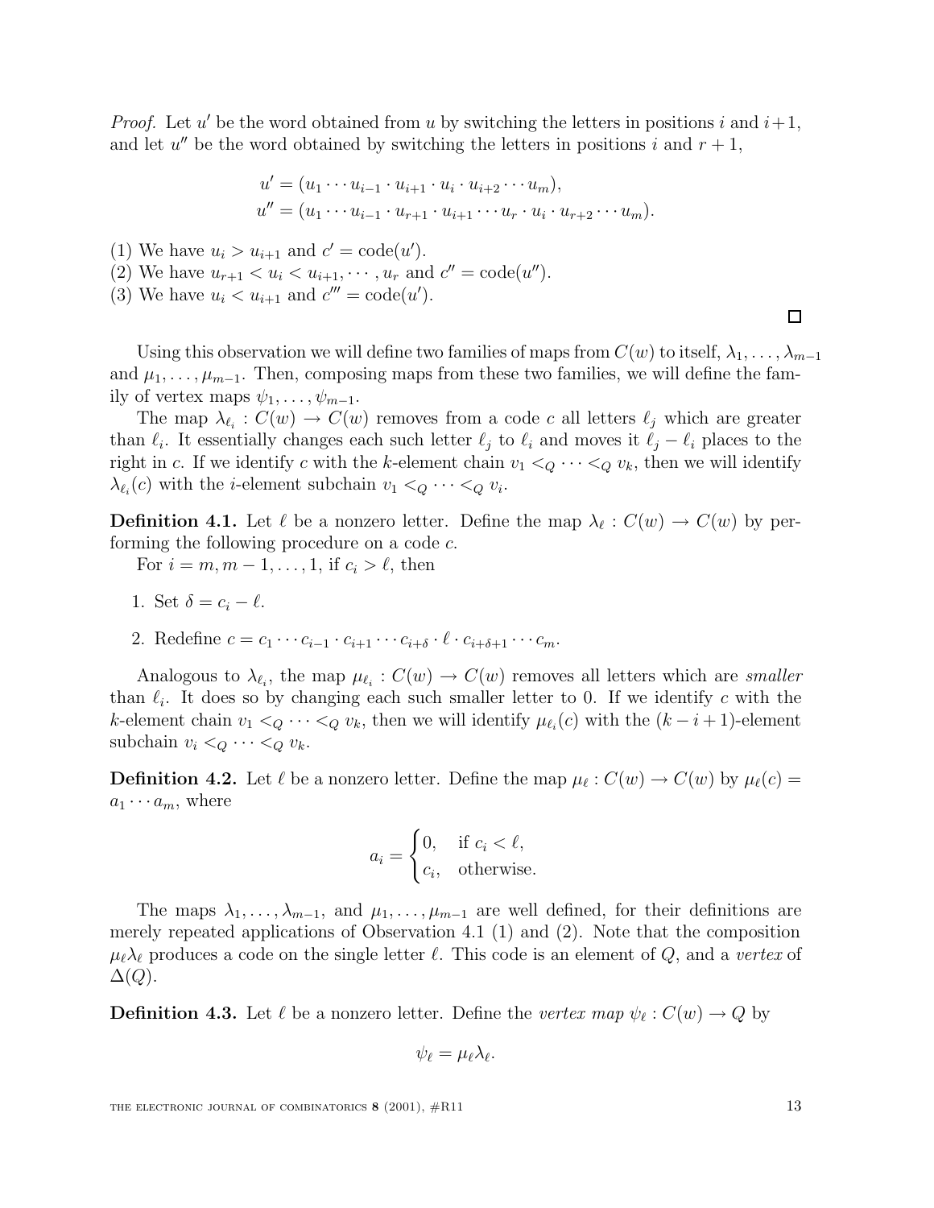*Proof.* Let $u'$ be the word obtained from $u$ by switching the letters in positions $i$ and $i+1$, and let $u''$ be the word obtained by switching the letters in positions $i$ and $r+1$,

$$u' = (u_1 \cdots u_{i-1} \cdot u_{i+1} \cdot u_i \cdot u_{i+2} \cdots u_m),$$
$$u'' = (u_1 \cdots u_{i-1} \cdot u_{r+1} \cdot u_{i+1} \cdots u_r \cdot u_i \cdot u_{r+2} \cdots u_m).$$

(1) We have $u_i > u_{i+1}$ and $c' = \text{code}(u')$.
(2) We have $u_{r+1} < u_i < u_{i+1}, \cdots, u_r$ and $c'' = \text{code}(u'')$.
(3) We have $u_i < u_{i+1}$ and $c''' = \text{code}(u')$. ◻

Using this observation we will define two families of maps from $C(w)$ to itself, $\lambda_1, \ldots, \lambda_{m-1}$ and $\mu_1, \ldots, \mu_{m-1}$. Then, composing maps from these two families, we will define the family of vertex maps $\psi_1, \ldots, \psi_{m-1}$.

The map $\lambda_{\ell_i} : C(w) \to C(w)$ removes from a code $c$ all letters $\ell_j$ which are greater than $\ell_i$. It essentially changes each such letter $\ell_j$ to $\ell_i$ and moves it $\ell_j - \ell_i$ places to the right in $c$. If we identify $c$ with the $k$-element chain $v_1 <_Q \cdots <_Q v_k$, then we will identify $\lambda_{\ell_i}(c)$ with the $i$-element subchain $v_1 <_Q \cdots <_Q v_i$.

**Definition 4.1.** Let $\ell$ be a nonzero letter. Define the map $\lambda_\ell : C(w) \to C(w)$ by performing the following procedure on a code $c$.

For $i = m, m-1, \ldots, 1$, if $c_i > \ell$, then

1. Set $\delta = c_i - \ell$.
2. Redefine $c = c_1 \cdots c_{i-1} \cdot c_{i+1} \cdots c_{i+\delta} \cdot \ell \cdot c_{i+\delta+1} \cdots c_m$.

Analogous to $\lambda_{\ell_i}$, the map $\mu_{\ell_i} : C(w) \to C(w)$ removes all letters which are *smaller* than $\ell_i$. It does so by changing each such smaller letter to 0. If we identify $c$ with the $k$-element chain $v_1 <_Q \cdots <_Q v_k$, then we will identify $\mu_{\ell_i}(c)$ with the $(k-i+1)$-element subchain $v_i <_Q \cdots <_Q v_k$.

**Definition 4.2.** Let $\ell$ be a nonzero letter. Define the map $\mu_\ell : C(w) \to C(w)$ by $\mu_\ell(c) = a_1 \cdots a_m$, where

$$a_i = \begin{cases} 0, & \text{if } c_i < \ell, \\ c_i, & \text{otherwise.} \end{cases}$$

The maps $\lambda_1, \ldots, \lambda_{m-1}$, and $\mu_1, \ldots, \mu_{m-1}$ are well defined, for their definitions are merely repeated applications of Observation 4.1 (1) and (2). Note that the composition $\mu_\ell \lambda_\ell$ produces a code on the single letter $\ell$. This code is an element of $Q$, and a *vertex* of $\Delta(Q)$.

**Definition 4.3.** Let $\ell$ be a nonzero letter. Define the *vertex map* $\psi_\ell : C(w) \to Q$ by

$$\psi_\ell = \mu_\ell \lambda_\ell.$$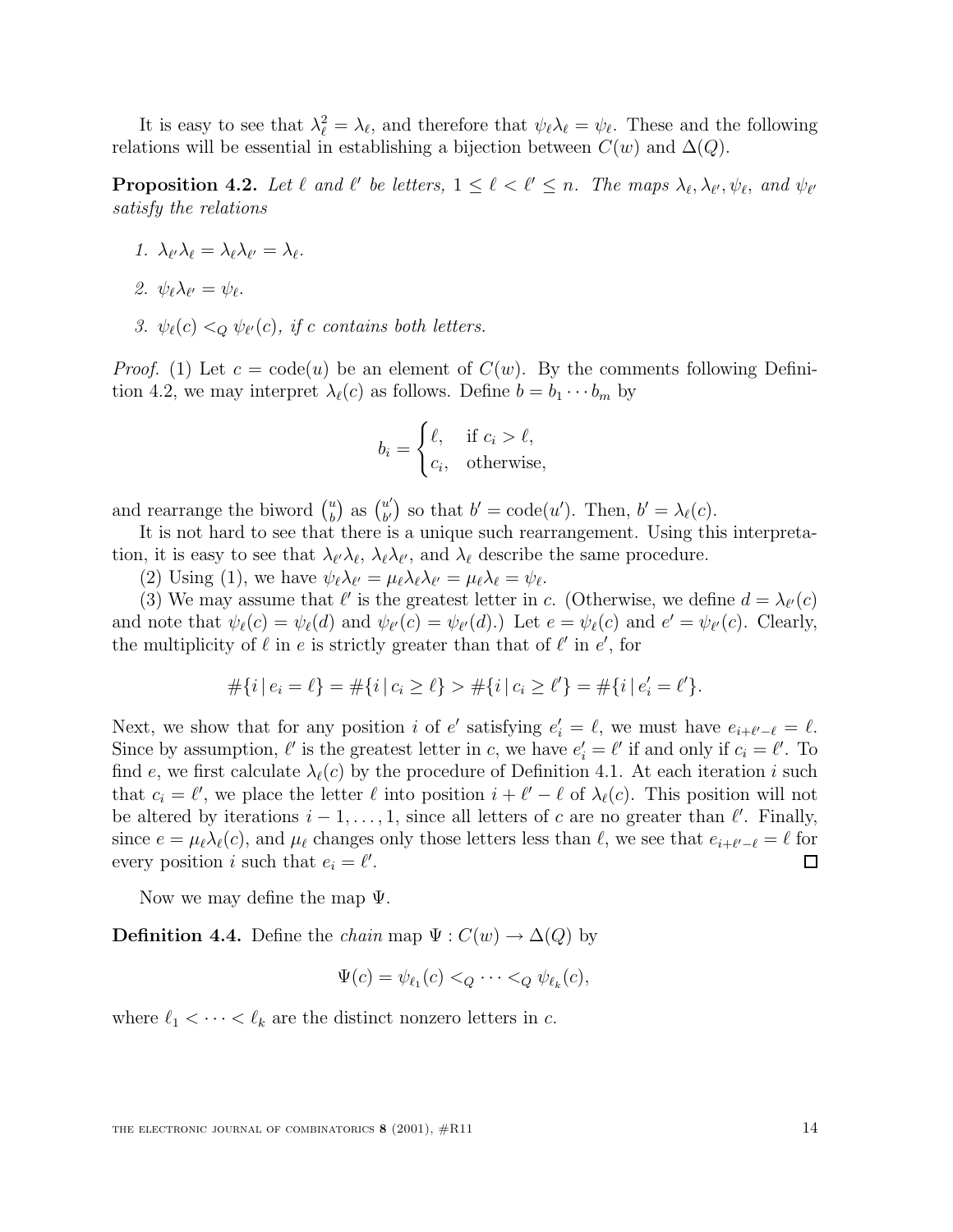It is easy to see that $\lambda_\ell^2 = \lambda_\ell$, and therefore that $\psi_\ell \lambda_\ell = \psi_\ell$. These and the following relations will be essential in establishing a bijection between $C(w)$ and $\Delta(Q)$.

**Proposition 4.2.** *Let $\ell$ and $\ell'$ be letters, $1 \leq \ell < \ell' \leq n$. The maps $\lambda_\ell, \lambda_{\ell'}, \psi_\ell$, and $\psi_{\ell'}$ satisfy the relations*

1. $\lambda_{\ell'}\lambda_\ell = \lambda_\ell \lambda_{\ell'} = \lambda_\ell$.
2. $\psi_\ell \lambda_{\ell'} = \psi_\ell$.
3. $\psi_\ell(c) <_Q \psi_{\ell'}(c)$*, if $c$ contains both letters.*

*Proof.* (1) Let $c = \text{code}(u)$ be an element of $C(w)$. By the comments following Definition 4.2, we may interpret $\lambda_\ell(c)$ as follows. Define $b = b_1 \cdots b_m$ by

$$b_i = \begin{cases} \ell, & \text{if } c_i > \ell, \\ c_i, & \text{otherwise,} \end{cases}$$

and rearrange the biword $\binom{u}{b}$ as $\binom{u'}{b'}$ so that $b' = \text{code}(u')$. Then, $b' = \lambda_\ell(c)$.

It is not hard to see that there is a unique such rearrangement. Using this interpretation, it is easy to see that $\lambda_{\ell'}\lambda_\ell$, $\lambda_\ell\lambda_{\ell'}$, and $\lambda_\ell$ describe the same procedure.

(2) Using (1), we have $\psi_\ell\lambda_{\ell'} = \mu_\ell\lambda_\ell\lambda_{\ell'} = \mu_\ell\lambda_\ell = \psi_\ell$.

(3) We may assume that $\ell'$ is the greatest letter in $c$. (Otherwise, we define $d = \lambda_{\ell'}(c)$ and note that $\psi_\ell(c) = \psi_\ell(d)$ and $\psi_{\ell'}(c) = \psi_{\ell'}(d)$.) Let $e = \psi_\ell(c)$ and $e' = \psi_{\ell'}(c)$. Clearly, the multiplicity of $\ell$ in $e$ is strictly greater than that of $\ell'$ in $e'$, for

$$\#\{i \,|\, e_i = \ell\} = \#\{i \,|\, c_i \geq \ell\} > \#\{i \,|\, c_i \geq \ell'\} = \#\{i \,|\, e'_i = \ell'\}.$$

Next, we show that for any position $i$ of $e'$ satisfying $e'_i = \ell$, we must have $e_{i+\ell'-\ell} = \ell$. Since by assumption, $\ell'$ is the greatest letter in $c$, we have $e'_i = \ell'$ if and only if $c_i = \ell'$. To find $e$, we first calculate $\lambda_\ell(c)$ by the procedure of Definition 4.1. At each iteration $i$ such that $c_i = \ell'$, we place the letter $\ell$ into position $i + \ell' - \ell$ of $\lambda_\ell(c)$. This position will not be altered by iterations $i-1, \ldots, 1$, since all letters of $c$ are no greater than $\ell'$. Finally, since $e = \mu_\ell\lambda_\ell(c)$, and $\mu_\ell$ changes only those letters less than $\ell$, we see that $e_{i+\ell'-\ell} = \ell$ for every position $i$ such that $e_i = \ell'$. $\square$

Now we may define the map $\Psi$.

**Definition 4.4.** Define the *chain* map $\Psi : C(w) \to \Delta(Q)$ by

$$\Psi(c) = \psi_{\ell_1}(c) <_Q \cdots <_Q \psi_{\ell_k}(c),$$

where $\ell_1 < \cdots < \ell_k$ are the distinct nonzero letters in $c$.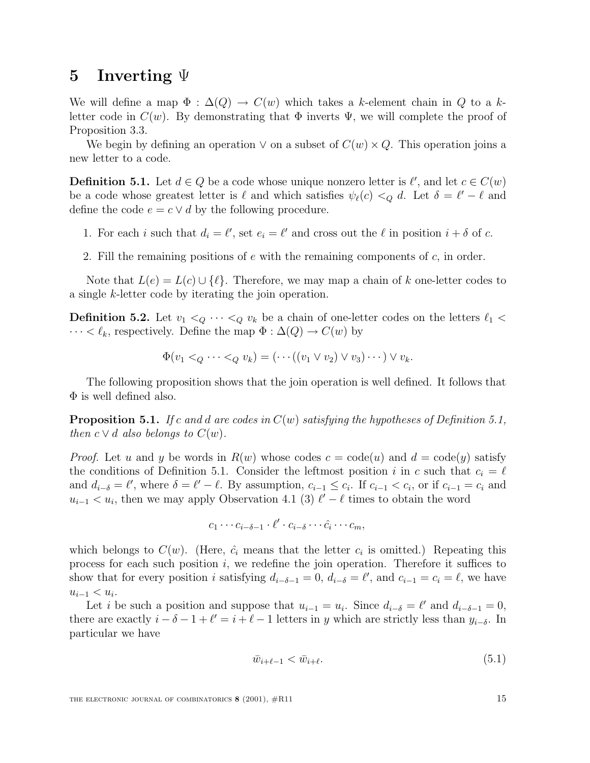## 5 Inverting $\Psi$

We will define a map $\Phi : \Delta(Q) \to C(w)$ which takes a $k$-element chain in $Q$ to a $k$-letter code in $C(w)$. By demonstrating that $\Phi$ inverts $\Psi$, we will complete the proof of Proposition 3.3.

We begin by defining an operation $\vee$ on a subset of $C(w) \times Q$. This operation joins a new letter to a code.

**Definition 5.1.** Let $d \in Q$ be a code whose unique nonzero letter is $\ell'$, and let $c \in C(w)$ be a code whose greatest letter is $\ell$ and which satisfies $\psi_\ell(c) <_Q d$. Let $\delta = \ell' - \ell$ and define the code $e = c \vee d$ by the following procedure.

1. For each $i$ such that $d_i = \ell'$, set $e_i = \ell'$ and cross out the $\ell$ in position $i + \delta$ of $c$.
2. Fill the remaining positions of $e$ with the remaining components of $c$, in order.

Note that $L(e) = L(c) \cup \{\ell\}$. Therefore, we may map a chain of $k$ one-letter codes to a single $k$-letter code by iterating the join operation.

**Definition 5.2.** Let $v_1 <_Q \cdots <_Q v_k$ be a chain of one-letter codes on the letters $\ell_1 < \cdots < \ell_k$, respectively. Define the map $\Phi : \Delta(Q) \to C(w)$ by

$$\Phi(v_1 <_Q \cdots <_Q v_k) = (\cdots((v_1 \vee v_2) \vee v_3) \cdots) \vee v_k.$$

The following proposition shows that the join operation is well defined. It follows that $\Phi$ is well defined also.

**Proposition 5.1.** *If $c$ and $d$ are codes in $C(w)$ satisfying the hypotheses of Definition 5.1, then $c \vee d$ also belongs to $C(w)$.*

*Proof.* Let $u$ and $y$ be words in $R(w)$ whose codes $c = \text{code}(u)$ and $d = \text{code}(y)$ satisfy the conditions of Definition 5.1. Consider the leftmost position $i$ in $c$ such that $c_i = \ell$ and $d_{i-\delta} = \ell'$, where $\delta = \ell' - \ell$. By assumption, $c_{i-1} \leq c_i$. If $c_{i-1} < c_i$, or if $c_{i-1} = c_i$ and $u_{i-1} < u_i$, then we may apply Observation 4.1 (3) $\ell' - \ell$ times to obtain the word

$$c_1 \cdots c_{i-\delta-1} \cdot \ell' \cdot c_{i-\delta} \cdots \hat{c}_i \cdots c_m,$$

which belongs to $C(w)$. (Here, $\hat{c}_i$ means that the letter $c_i$ is omitted.) Repeating this process for each such position $i$, we redefine the join operation. Therefore it suffices to show that for every position $i$ satisfying $d_{i-\delta-1} = 0$, $d_{i-\delta} = \ell'$, and $c_{i-1} = c_i = \ell$, we have $u_{i-1} < u_i$.

Let $i$ be such a position and suppose that $u_{i-1} = u_i$. Since $d_{i-\delta} = \ell'$ and $d_{i-\delta-1} = 0$, there are exactly $i - \delta - 1 + \ell' = i + \ell - 1$ letters in $y$ which are strictly less than $y_{i-\delta}$. In particular we have

$$\bar{w}_{i+\ell-1} < \bar{w}_{i+\ell}. \tag{5.1}$$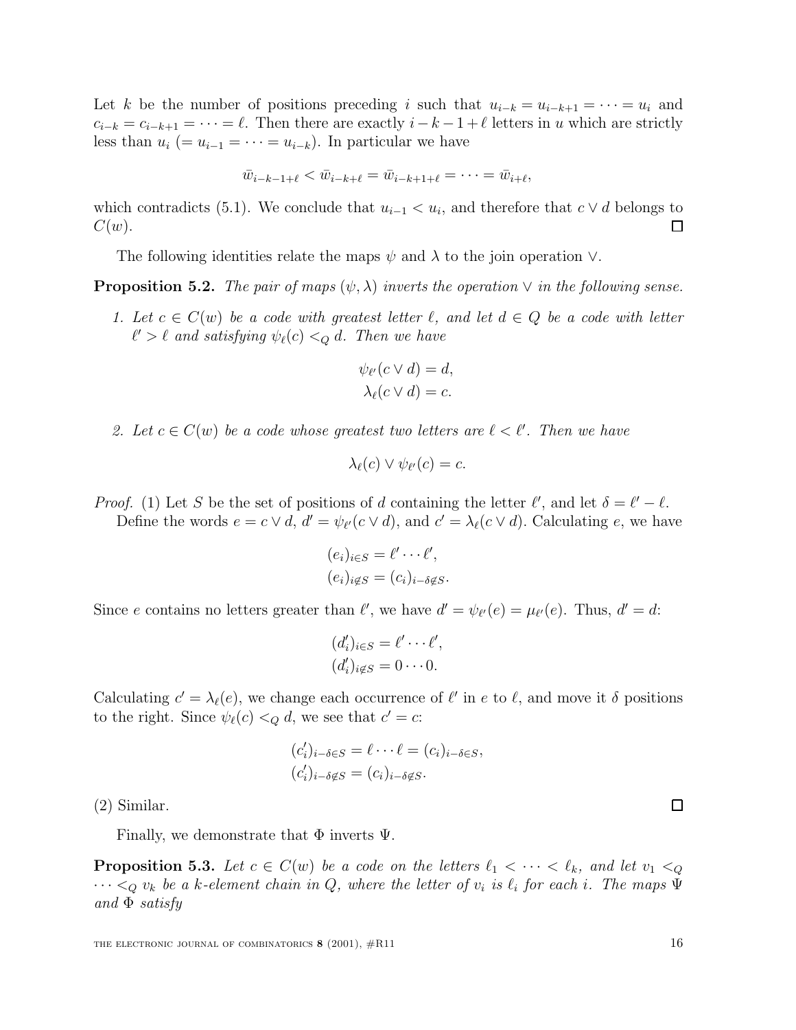Let $k$ be the number of positions preceding $i$ such that $u_{i-k} = u_{i-k+1} = \cdots = u_i$ and $c_{i-k} = c_{i-k+1} = \cdots = \ell$. Then there are exactly $i - k - 1 + \ell$ letters in $u$ which are strictly less than $u_i$ $(= u_{i-1} = \cdots = u_{i-k})$. In particular we have

$$\bar{w}_{i-k-1+\ell} < \bar{w}_{i-k+\ell} = \bar{w}_{i-k+1+\ell} = \cdots = \bar{w}_{i+\ell},$$

which contradicts (5.1). We conclude that $u_{i-1} < u_i$, and therefore that $c \vee d$ belongs to $C(w)$. □

The following identities relate the maps $\psi$ and $\lambda$ to the join operation $\vee$.

**Proposition 5.2.** *The pair of maps $(\psi, \lambda)$ inverts the operation $\vee$ in the following sense.*

1. *Let $c \in C(w)$ be a code with greatest letter $\ell$, and let $d \in Q$ be a code with letter $\ell' > \ell$ and satisfying $\psi_\ell(c) <_Q d$. Then we have*

$$\psi_{\ell'}(c \vee d) = d,$$
$$\lambda_\ell(c \vee d) = c.$$

2. *Let $c \in C(w)$ be a code whose greatest two letters are $\ell < \ell'$. Then we have*

$$\lambda_\ell(c) \vee \psi_{\ell'}(c) = c.$$

*Proof.* (1) Let $S$ be the set of positions of $d$ containing the letter $\ell'$, and let $\delta = \ell' - \ell$.

Define the words $e = c \vee d$, $d' = \psi_{\ell'}(c \vee d)$, and $c' = \lambda_\ell(c \vee d)$. Calculating $e$, we have

$$(e_i)_{i \in S} = \ell' \cdots \ell',$$
$$(e_i)_{i \notin S} = (c_i)_{i - \delta \notin S}.$$

Since $e$ contains no letters greater than $\ell'$, we have $d' = \psi_{\ell'}(e) = \mu_{\ell'}(e)$. Thus, $d' = d$:

$$(d'_i)_{i \in S} = \ell' \cdots \ell',$$
$$(d'_i)_{i \notin S} = 0 \cdots 0.$$

Calculating $c' = \lambda_\ell(e)$, we change each occurrence of $\ell'$ in $e$ to $\ell$, and move it $\delta$ positions to the right. Since $\psi_\ell(c) <_Q d$, we see that $c' = c$:

$$(c'_i)_{i - \delta \in S} = \ell \cdots \ell = (c_i)_{i - \delta \in S},$$
$$(c'_i)_{i - \delta \notin S} = (c_i)_{i - \delta \notin S}.$$

(2) Similar. □

Finally, we demonstrate that $\Phi$ inverts $\Psi$.

**Proposition 5.3.** *Let $c \in C(w)$ be a code on the letters $\ell_1 < \cdots < \ell_k$, and let $v_1 <_Q \cdots <_Q v_k$ be a $k$-element chain in $Q$, where the letter of $v_i$ is $\ell_i$ for each $i$. The maps $\Psi$ and $\Phi$ satisfy*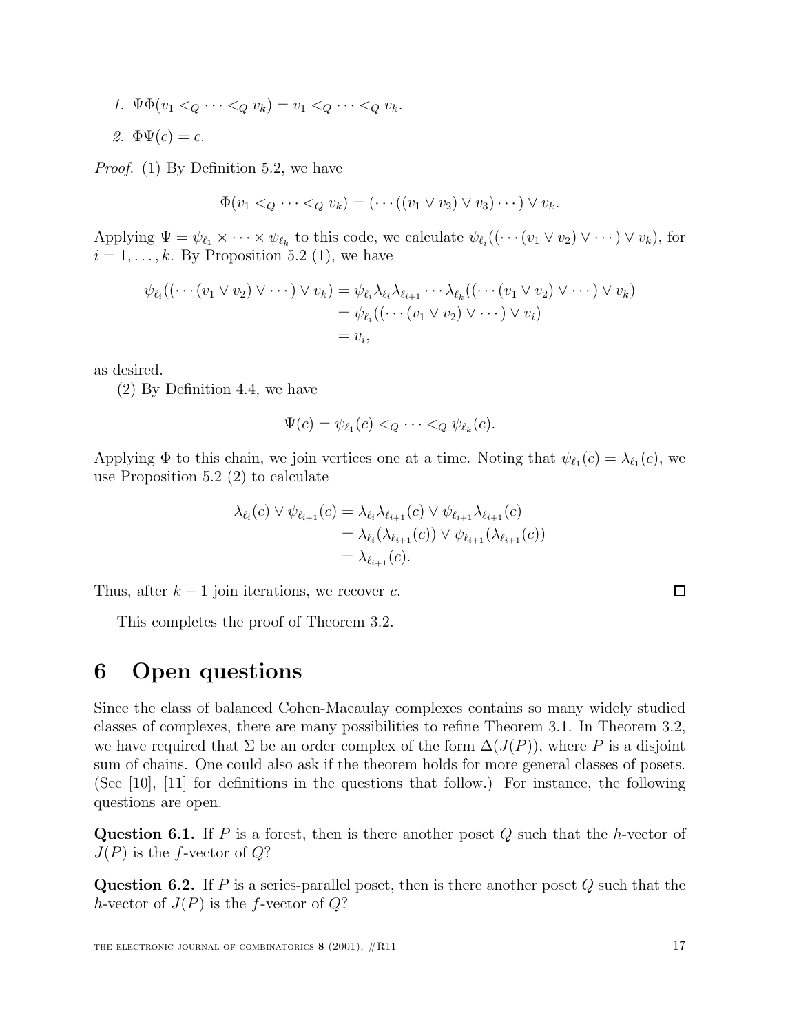1. $\Psi\Phi(v_1 <_Q \cdots <_Q v_k) = v_1 <_Q \cdots <_Q v_k$.
2. $\Phi\Psi(c) = c$.

*Proof.* (1) By Definition 5.2, we have

$$\Phi(v_1 <_Q \cdots <_Q v_k) = (\cdots((v_1 \vee v_2) \vee v_3) \cdots) \vee v_k.$$

Applying $\Psi = \psi_{\ell_1} \times \cdots \times \psi_{\ell_k}$ to this code, we calculate $\psi_{\ell_i}((\cdots(v_1 \vee v_2) \vee \cdots) \vee v_k)$, for $i = 1, \ldots, k$. By Proposition 5.2 (1), we have

$$\begin{aligned}
\psi_{\ell_i}((\cdots(v_1 \vee v_2) \vee \cdots) \vee v_k) &= \psi_{\ell_i}\lambda_{\ell_i}\lambda_{\ell_{i+1}} \cdots \lambda_{\ell_k}((\cdots(v_1 \vee v_2) \vee \cdots) \vee v_k) \\
&= \psi_{\ell_i}((\cdots(v_1 \vee v_2) \vee \cdots) \vee v_i) \\
&= v_i,
\end{aligned}$$

as desired.

(2) By Definition 4.4, we have

$$\Psi(c) = \psi_{\ell_1}(c) <_Q \cdots <_Q \psi_{\ell_k}(c).$$

Applying $\Phi$ to this chain, we join vertices one at a time. Noting that $\psi_{\ell_1}(c) = \lambda_{\ell_1}(c)$, we use Proposition 5.2 (2) to calculate

$$\begin{aligned}
\lambda_{\ell_i}(c) \vee \psi_{\ell_{i+1}}(c) &= \lambda_{\ell_i}\lambda_{\ell_{i+1}}(c) \vee \psi_{\ell_{i+1}}\lambda_{\ell_{i+1}}(c) \\
&= \lambda_{\ell_i}(\lambda_{\ell_{i+1}}(c)) \vee \psi_{\ell_{i+1}}(\lambda_{\ell_{i+1}}(c)) \\
&= \lambda_{\ell_{i+1}}(c).
\end{aligned}$$

Thus, after $k-1$ join iterations, we recover $c$. ∎

This completes the proof of Theorem 3.2.

# 6 Open questions

Since the class of balanced Cohen-Macaulay complexes contains so many widely studied classes of complexes, there are many possibilities to refine Theorem 3.1. In Theorem 3.2, we have required that $\Sigma$ be an order complex of the form $\Delta(J(P))$, where $P$ is a disjoint sum of chains. One could also ask if the theorem holds for more general classes of posets. (See [10], [11] for definitions in the questions that follow.) For instance, the following questions are open.

**Question 6.1.** If $P$ is a forest, then is there another poset $Q$ such that the $h$-vector of $J(P)$ is the $f$-vector of $Q$?

**Question 6.2.** If $P$ is a series-parallel poset, then is there another poset $Q$ such that the $h$-vector of $J(P)$ is the $f$-vector of $Q$?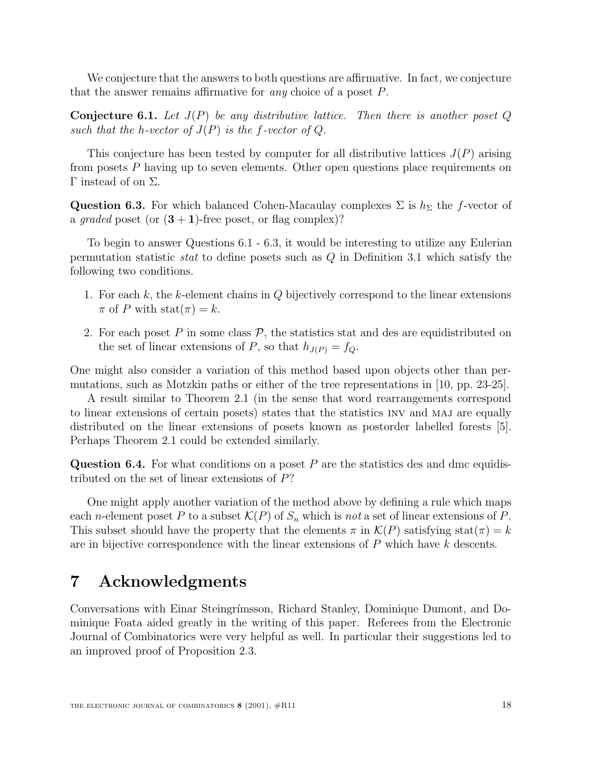We conjecture that the answers to both questions are affirmative. In fact, we conjecture that the answer remains affirmative for *any* choice of a poset $P$.

**Conjecture 6.1.** *Let $J(P)$ be any distributive lattice. Then there is another poset $Q$ such that the $h$-vector of $J(P)$ is the $f$-vector of $Q$.*

This conjecture has been tested by computer for all distributive lattices $J(P)$ arising from posets $P$ having up to seven elements. Other open questions place requirements on $\Gamma$ instead of on $\Sigma$.

**Question 6.3.** For which balanced Cohen-Macaulay complexes $\Sigma$ is $h_\Sigma$ the $f$-vector of a *graded* poset (or $(\mathbf{3}+\mathbf{1})$-free poset, or flag complex)?

To begin to answer Questions 6.1 - 6.3, it would be interesting to utilize any Eulerian permutation statistic *stat* to define posets such as $Q$ in Definition 3.1 which satisfy the following two conditions.

1. For each $k$, the $k$-element chains in $Q$ bijectively correspond to the linear extensions $\pi$ of $P$ with $\mathrm{stat}(\pi) = k$.
2. For each poset $P$ in some class $\mathcal{P}$, the statistics stat and des are equidistributed on the set of linear extensions of $P$, so that $h_{J(P)} = f_Q$.

One might also consider a variation of this method based upon objects other than permutations, such as Motzkin paths or either of the tree representations in [10, pp. 23-25].

A result similar to Theorem 2.1 (in the sense that word rearrangements correspond to linear extensions of certain posets) states that the statistics INV and MAJ are equally distributed on the linear extensions of posets known as postorder labelled forests [5]. Perhaps Theorem 2.1 could be extended similarly.

**Question 6.4.** For what conditions on a poset $P$ are the statistics des and dmc equidistributed on the set of linear extensions of $P$?

One might apply another variation of the method above by defining a rule which maps each $n$-element poset $P$ to a subset $\mathcal{K}(P)$ of $S_n$ which is *not* a set of linear extensions of $P$. This subset should have the property that the elements $\pi$ in $\mathcal{K}(P)$ satisfying $\mathrm{stat}(\pi) = k$ are in bijective correspondence with the linear extensions of $P$ which have $k$ descents.

# 7 Acknowledgments

Conversations with Einar Steingrímsson, Richard Stanley, Dominique Dumont, and Dominique Foata aided greatly in the writing of this paper. Referees from the Electronic Journal of Combinatorics were very helpful as well. In particular their suggestions led to an improved proof of Proposition 2.3.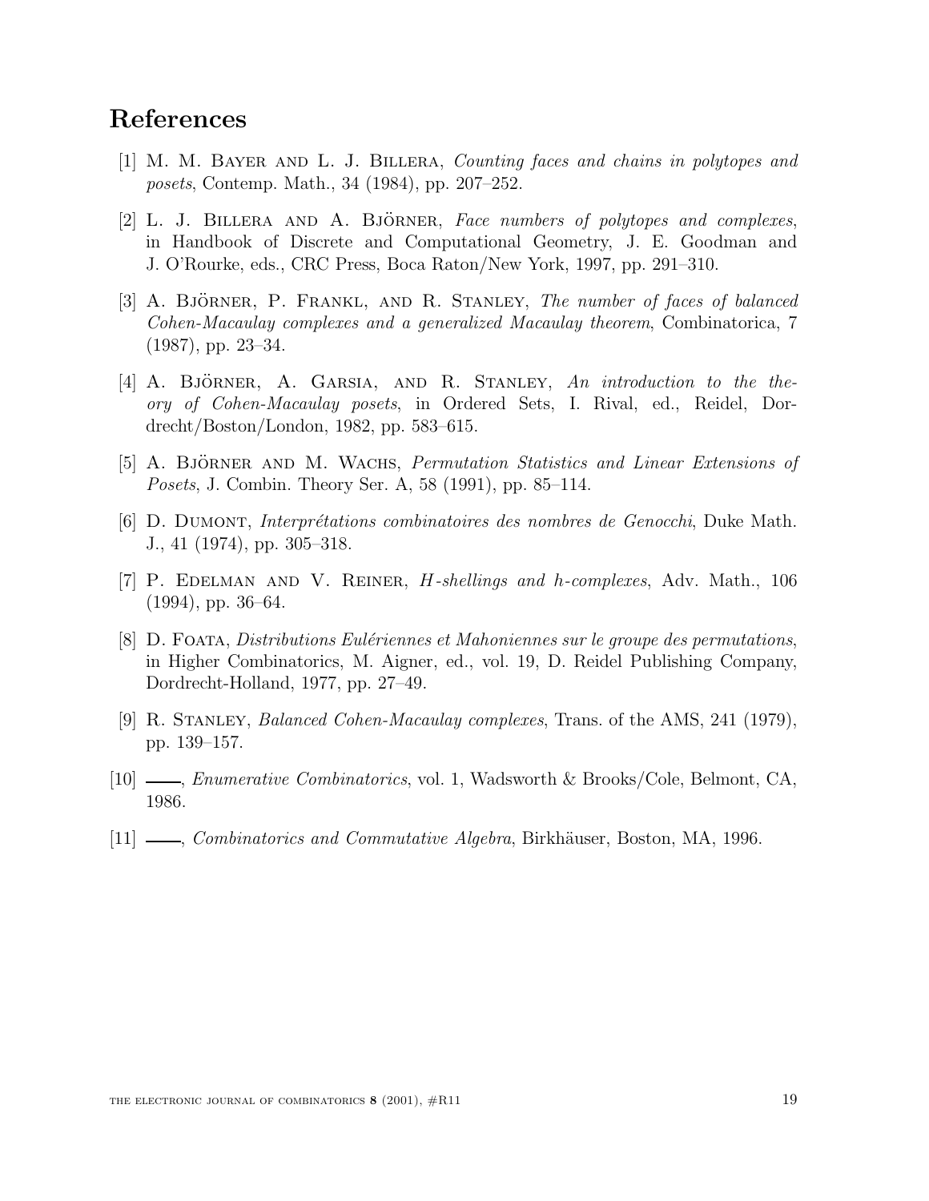## References

[1] M. M. Bayer and L. J. Billera, *Counting faces and chains in polytopes and posets*, Contemp. Math., 34 (1984), pp. 207–252.

[2] L. J. Billera and A. Björner, *Face numbers of polytopes and complexes*, in Handbook of Discrete and Computational Geometry, J. E. Goodman and J. O'Rourke, eds., CRC Press, Boca Raton/New York, 1997, pp. 291–310.

[3] A. Björner, P. Frankl, and R. Stanley, *The number of faces of balanced Cohen-Macaulay complexes and a generalized Macaulay theorem*, Combinatorica, 7 (1987), pp. 23–34.

[4] A. Björner, A. Garsia, and R. Stanley, *An introduction to the theory of Cohen-Macaulay posets*, in Ordered Sets, I. Rival, ed., Reidel, Dordrecht/Boston/London, 1982, pp. 583–615.

[5] A. Björner and M. Wachs, *Permutation Statistics and Linear Extensions of Posets*, J. Combin. Theory Ser. A, 58 (1991), pp. 85–114.

[6] D. Dumont, *Interprétations combinatoires des nombres de Genocchi*, Duke Math. J., 41 (1974), pp. 305–318.

[7] P. Edelman and V. Reiner, *H-shellings and h-complexes*, Adv. Math., 106 (1994), pp. 36–64.

[8] D. Foata, *Distributions Eulériennes et Mahoniennes sur le groupe des permutations*, in Higher Combinatorics, M. Aigner, ed., vol. 19, D. Reidel Publishing Company, Dordrecht-Holland, 1977, pp. 27–49.

[9] R. Stanley, *Balanced Cohen-Macaulay complexes*, Trans. of the AMS, 241 (1979), pp. 139–157.

[10] ——, *Enumerative Combinatorics*, vol. 1, Wadsworth & Brooks/Cole, Belmont, CA, 1986.

[11] ——, *Combinatorics and Commutative Algebra*, Birkhäuser, Boston, MA, 1996.